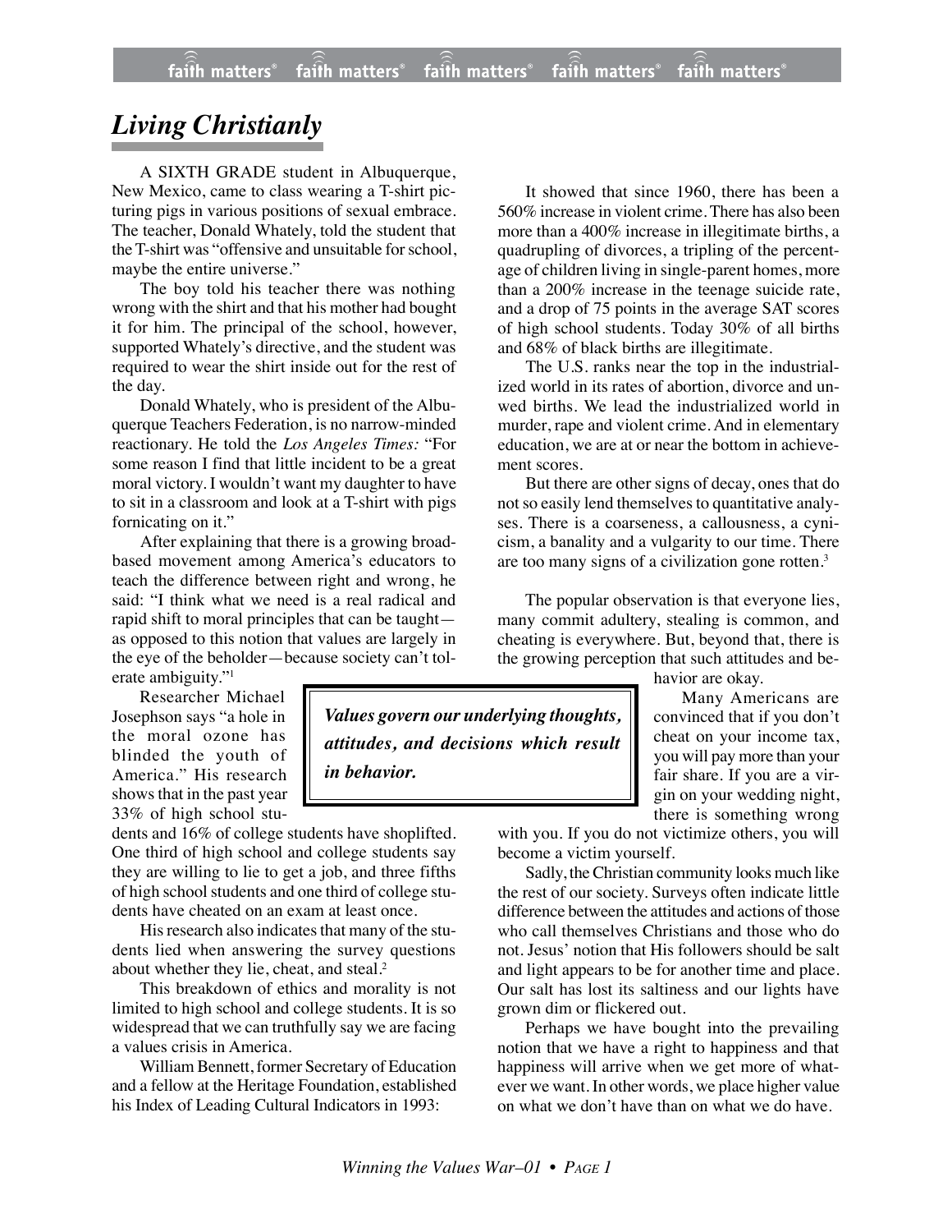# *Living Christianly*

A SIXTH GRADE student in Albuquerque, New Mexico, came to class wearing a T-shirt picturing pigs in various positions of sexual embrace. The teacher, Donald Whately, told the student that the T-shirt was "offensive and unsuitable for school, maybe the entire universe."

The boy told his teacher there was nothing wrong with the shirt and that his mother had bought it for him. The principal of the school, however, supported Whately's directive, and the student was required to wear the shirt inside out for the rest of the day.

Donald Whately, who is president of the Albuquerque Teachers Federation, is no narrow-minded reactionary. He told the *Los Angeles Times:* "For some reason I find that little incident to be a great moral victory. I wouldn't want my daughter to have to sit in a classroom and look at a T-shirt with pigs fornicating on it."

After explaining that there is a growing broad-based movement among America's educators to teach the difference between right and wrong, he said: "I think what we need is a real radical and rapid shift to moral principles that can be taught—as opposed to this notion that values are largely in the eye of the beholder—because society can't tolerate ambiguity."[1]

Researcher Michael Josephson says "a hole in the moral ozone has blinded the youth of America." His research shows that in the past year 33% of high school students and 16% of college students have shoplifted. One third of high school and college students say they are willing to lie to get a job, and three fifths of high school students and one third of college students have cheated on an exam at least once.

His research also indicates that many of the students lied when answering the survey questions about whether they lie, cheat, and steal.[2]

This breakdown of ethics and morality is not limited to high school and college students. It is so widespread that we can truthfully say we are facing a values crisis in America.

William Bennett, former Secretary of Education and a fellow at the Heritage Foundation, established his Index of Leading Cultural Indicators in 1993:

It showed that since 1960, there has been a 560% increase in violent crime. There has also been more than a 400% increase in illegitimate births, a quadrupling of divorces, a tripling of the percentage of children living in single-parent homes, more than a 200% increase in the teenage suicide rate, and a drop of 75 points in the average SAT scores of high school students. Today 30% of all births and 68% of black births are illegitimate.

The U.S. ranks near the top in the industrialized world in its rates of abortion, divorce and unwed births. We lead the industrialized world in murder, rape and violent crime. And in elementary education, we are at or near the bottom in achievement scores.

But there are other signs of decay, ones that do not so easily lend themselves to quantitative analyses. There is a coarseness, a callousness, a cynicism, a banality and a vulgarity to our time. There are too many signs of a civilization gone rotten.[3]

The popular observation is that everyone lies, many commit adultery, stealing is common, and cheating is everywhere. But, beyond that, there is the growing perception that such attitudes and behavior are okay.

> ***Values govern our underlying thoughts, attitudes, and decisions which result in behavior.***

Many Americans are convinced that if you don't cheat on your income tax, you will pay more than your fair share. If you are a virgin on your wedding night, there is something wrong with you. If you do not victimize others, you will become a victim yourself.

Sadly, the Christian community looks much like the rest of our society. Surveys often indicate little difference between the attitudes and actions of those who call themselves Christians and those who do not. Jesus' notion that His followers should be salt and light appears to be for another time and place. Our salt has lost its saltiness and our lights have grown dim or flickered out.

Perhaps we have bought into the prevailing notion that we have a right to happiness and that happiness will arrive when we get more of whatever we want. In other words, we place higher value on what we don't have than on what we do have.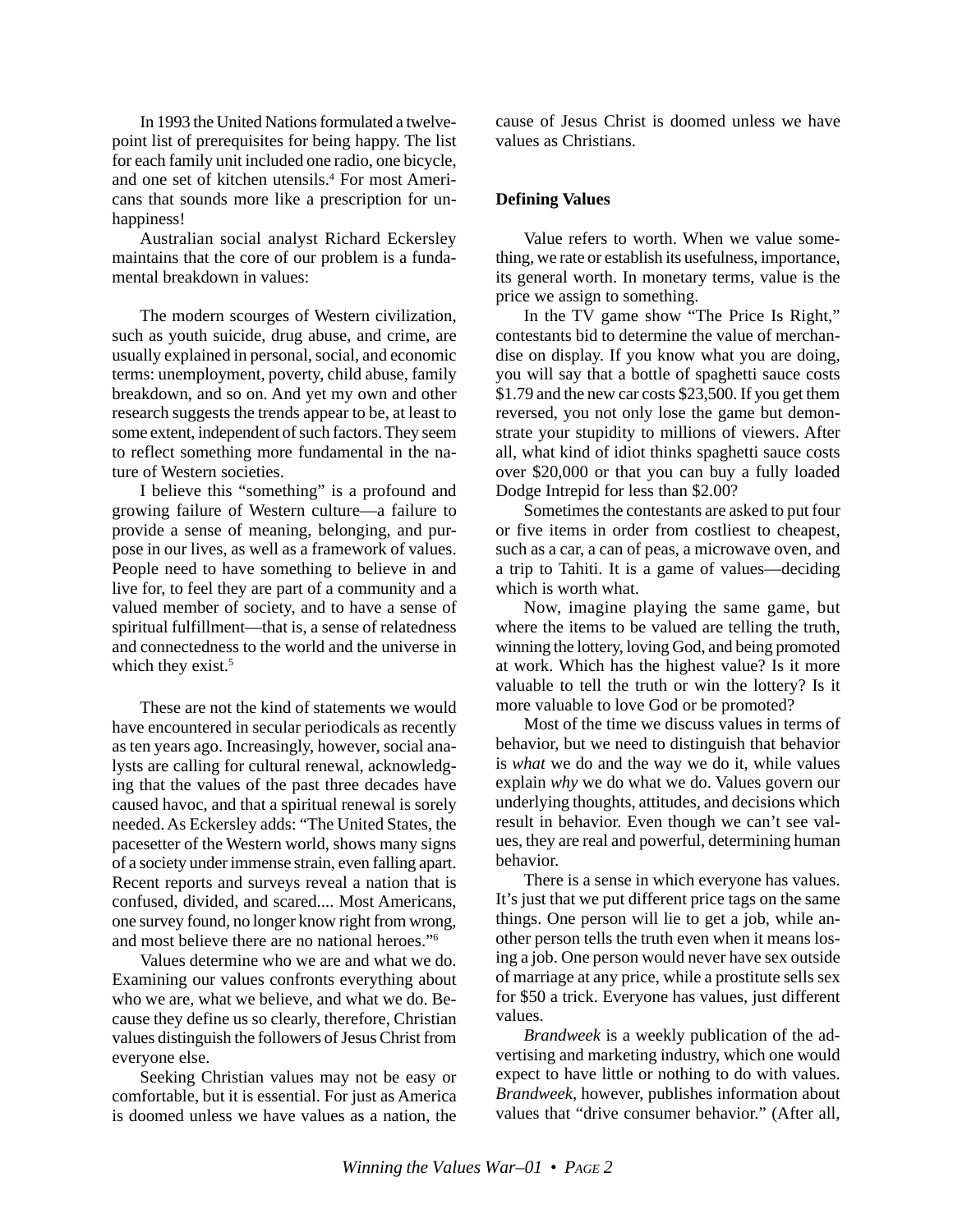In 1993 the United Nations formulated a twelve-point list of prerequisites for being happy. The list for each family unit included one radio, one bicycle, and one set of kitchen utensils.[4] For most Americans that sounds more like a prescription for unhappiness!

Australian social analyst Richard Eckersley maintains that the core of our problem is a fundamental breakdown in values:

> The modern scourges of Western civilization, such as youth suicide, drug abuse, and crime, are usually explained in personal, social, and economic terms: unemployment, poverty, child abuse, family breakdown, and so on. And yet my own and other research suggests the trends appear to be, at least to some extent, independent of such factors. They seem to reflect something more fundamental in the nature of Western societies.
>
> I believe this "something" is a profound and growing failure of Western culture—a failure to provide a sense of meaning, belonging, and purpose in our lives, as well as a framework of values. People need to have something to believe in and live for, to feel they are part of a community and a valued member of society, and to have a sense of spiritual fulfillment—that is, a sense of relatedness and connectedness to the world and the universe in which they exist.[5]

These are not the kind of statements we would have encountered in secular periodicals as recently as ten years ago. Increasingly, however, social analysts are calling for cultural renewal, acknowledging that the values of the past three decades have caused havoc, and that a spiritual renewal is sorely needed. As Eckersley adds: "The United States, the pacesetter of the Western world, shows many signs of a society under immense strain, even falling apart. Recent reports and surveys reveal a nation that is confused, divided, and scared.... Most Americans, one survey found, no longer know right from wrong, and most believe there are no national heroes."[6]

Values determine who we are and what we do. Examining our values confronts everything about who we are, what we believe, and what we do. Because they define us so clearly, therefore, Christian values distinguish the followers of Jesus Christ from everyone else.

Seeking Christian values may not be easy or comfortable, but it is essential. For just as America is doomed unless we have values as a nation, the cause of Jesus Christ is doomed unless we have values as Christians.

**Defining Values**

Value refers to worth. When we value something, we rate or establish its usefulness, importance, its general worth. In monetary terms, value is the price we assign to something.

In the TV game show "The Price Is Right," contestants bid to determine the value of merchandise on display. If you know what you are doing, you will say that a bottle of spaghetti sauce costs $1.79 and the new car costs $23,500. If you get them reversed, you not only lose the game but demonstrate your stupidity to millions of viewers. After all, what kind of idiot thinks spaghetti sauce costs over $20,000 or that you can buy a fully loaded Dodge Intrepid for less than $2.00?

Sometimes the contestants are asked to put four or five items in order from costliest to cheapest, such as a car, a can of peas, a microwave oven, and a trip to Tahiti. It is a game of values—deciding which is worth what.

Now, imagine playing the same game, but where the items to be valued are telling the truth, winning the lottery, loving God, and being promoted at work. Which has the highest value? Is it more valuable to tell the truth or win the lottery? Is it more valuable to love God or be promoted?

Most of the time we discuss values in terms of behavior, but we need to distinguish that behavior is *what* we do and the way we do it, while values explain *why* we do what we do. Values govern our underlying thoughts, attitudes, and decisions which result in behavior. Even though we can't see values, they are real and powerful, determining human behavior.

There is a sense in which everyone has values. It's just that we put different price tags on the same things. One person will lie to get a job, while another person tells the truth even when it means losing a job. One person would never have sex outside of marriage at any price, while a prostitute sells sex for $50 a trick. Everyone has values, just different values.

*Brandweek* is a weekly publication of the advertising and marketing industry, which one would expect to have little or nothing to do with values. *Brandweek*, however, publishes information about values that "drive consumer behavior." (After all,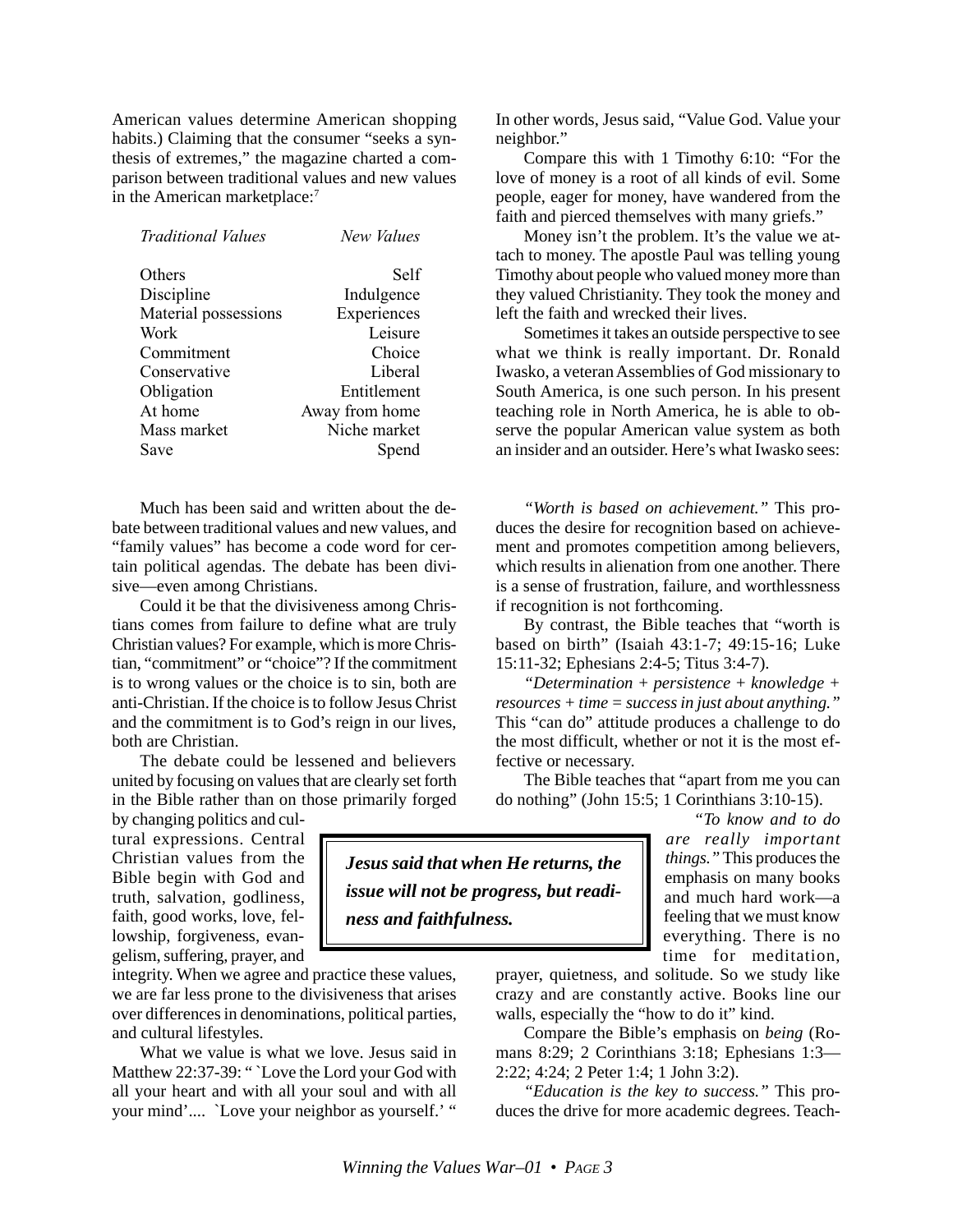American values determine American shopping habits.) Claiming that the consumer "seeks a synthesis of extremes," the magazine charted a comparison between traditional values and new values in the American marketplace:[7]

| *Traditional Values* | *New Values* |
| --- | --- |
| Others | Self |
| Discipline | Indulgence |
| Material possessions | Experiences |
| Work | Leisure |
| Commitment | Choice |
| Conservative | Liberal |
| Obligation | Entitlement |
| At home | Away from home |
| Mass market | Niche market |
| Save | Spend |

Much has been said and written about the debate between traditional values and new values, and "family values" has become a code word for certain political agendas. The debate has been divisive—even among Christians.

Could it be that the divisiveness among Christians comes from failure to define what are truly Christian values? For example, which is more Christian, "commitment" or "choice"? If the commitment is to wrong values or the choice is to sin, both are anti-Christian. If the choice is to follow Jesus Christ and the commitment is to God's reign in our lives, both are Christian.

The debate could be lessened and believers united by focusing on values that are clearly set forth in the Bible rather than on those primarily forged by changing politics and cultural expressions. Central Christian values from the Bible begin with God and truth, salvation, godliness, faith, good works, love, fellowship, forgiveness, evangelism, suffering, prayer, and integrity. When we agree and practice these values, we are far less prone to the divisiveness that arises over differences in denominations, political parties, and cultural lifestyles.

**_Jesus said that when He returns, the issue will not be progress, but readiness and faithfulness._**

What we value is what we love. Jesus said in Matthew 22:37-39: " `Love the Lord your God with all your heart and with all your soul and with all your mind'.... `Love your neighbor as yourself.' " In other words, Jesus said, "Value God. Value your neighbor."

Compare this with 1 Timothy 6:10: "For the love of money is a root of all kinds of evil. Some people, eager for money, have wandered from the faith and pierced themselves with many griefs."

Money isn't the problem. It's the value we attach to money. The apostle Paul was telling young Timothy about people who valued money more than they valued Christianity. They took the money and left the faith and wrecked their lives.

Sometimes it takes an outside perspective to see what we think is really important. Dr. Ronald Iwasko, a veteran Assemblies of God missionary to South America, is one such person. In his present teaching role in North America, he is able to observe the popular American value system as both an insider and an outsider. Here's what Iwasko sees:

*"Worth is based on achievement."* This produces the desire for recognition based on achievement and promotes competition among believers, which results in alienation from one another. There is a sense of frustration, failure, and worthlessness if recognition is not forthcoming.

By contrast, the Bible teaches that "worth is based on birth" (Isaiah 43:1-7; 49:15-16; Luke 15:11-32; Ephesians 2:4-5; Titus 3:4-7).

*"Determination + persistence + knowledge + resources + time = success in just about anything."* This "can do" attitude produces a challenge to do the most difficult, whether or not it is the most effective or necessary.

The Bible teaches that "apart from me you can do nothing" (John 15:5; 1 Corinthians 3:10-15).

*"To know and to do are really important things."* This produces the emphasis on many books and much hard work—a feeling that we must know everything. There is no time for meditation, prayer, quietness, and solitude. So we study like crazy and are constantly active. Books line our walls, especially the "how to do it" kind.

Compare the Bible's emphasis on *being* (Romans 8:29; 2 Corinthians 3:18; Ephesians 1:3—2:22; 4:24; 2 Peter 1:4; 1 John 3:2).

*"Education is the key to success."* This produces the drive for more academic degrees. Teach-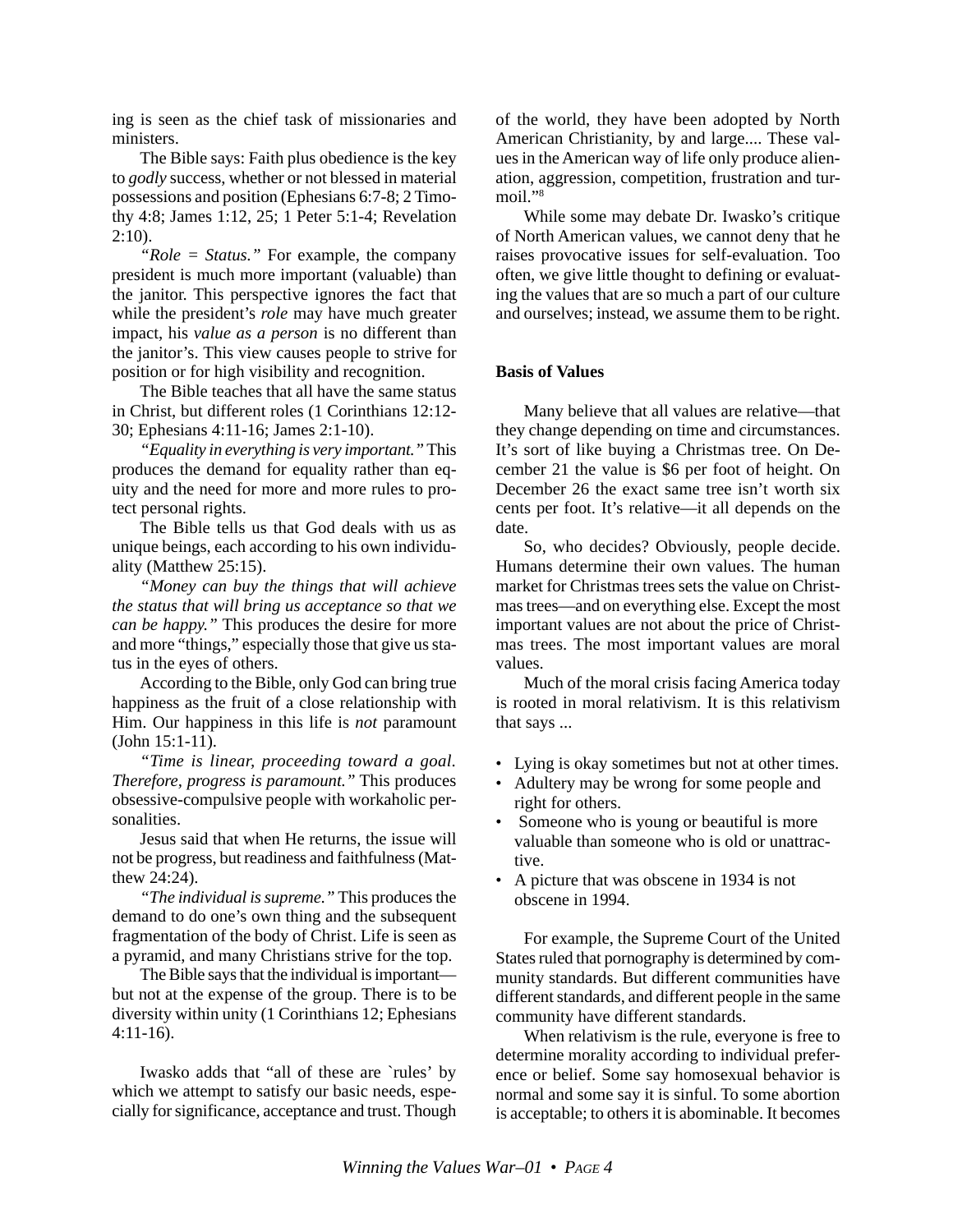ing is seen as the chief task of missionaries and ministers.

The Bible says: Faith plus obedience is the key to *godly* success, whether or not blessed in material possessions and position (Ephesians 6:7-8; 2 Timothy 4:8; James 1:12, 25; 1 Peter 5:1-4; Revelation 2:10).

*"Role = Status."* For example, the company president is much more important (valuable) than the janitor. This perspective ignores the fact that while the president's *role* may have much greater impact, his *value as a person* is no different than the janitor's. This view causes people to strive for position or for high visibility and recognition.

The Bible teaches that all have the same status in Christ, but different roles (1 Corinthians 12:12-30; Ephesians 4:11-16; James 2:1-10).

*"Equality in everything is very important."* This produces the demand for equality rather than equity and the need for more and more rules to protect personal rights.

The Bible tells us that God deals with us as unique beings, each according to his own individuality (Matthew 25:15).

*"Money can buy the things that will achieve the status that will bring us acceptance so that we can be happy."* This produces the desire for more and more "things," especially those that give us status in the eyes of others.

According to the Bible, only God can bring true happiness as the fruit of a close relationship with Him. Our happiness in this life is *not* paramount (John 15:1-11).

*"Time is linear, proceeding toward a goal. Therefore, progress is paramount."* This produces obsessive-compulsive people with workaholic personalities.

Jesus said that when He returns, the issue will not be progress, but readiness and faithfulness (Matthew 24:24).

*"The individual is supreme."* This produces the demand to do one's own thing and the subsequent fragmentation of the body of Christ. Life is seen as a pyramid, and many Christians strive for the top.

The Bible says that the individual is important—but not at the expense of the group. There is to be diversity within unity (1 Corinthians 12; Ephesians 4:11-16).

Iwasko adds that "all of these are `rules' by which we attempt to satisfy our basic needs, especially for significance, acceptance and trust. Though of the world, they have been adopted by North American Christianity, by and large.... These values in the American way of life only produce alienation, aggression, competition, frustration and turmoil."[8]

While some may debate Dr. Iwasko's critique of North American values, we cannot deny that he raises provocative issues for self-evaluation. Too often, we give little thought to defining or evaluating the values that are so much a part of our culture and ourselves; instead, we assume them to be right.

**Basis of Values**

Many believe that all values are relative—that they change depending on time and circumstances. It's sort of like buying a Christmas tree. On December 21 the value is $6 per foot of height. On December 26 the exact same tree isn't worth six cents per foot. It's relative—it all depends on the date.

So, who decides? Obviously, people decide. Humans determine their own values. The human market for Christmas trees sets the value on Christmas trees—and on everything else. Except the most important values are not about the price of Christmas trees. The most important values are moral values.

Much of the moral crisis facing America today is rooted in moral relativism. It is this relativism that says ...

- Lying is okay sometimes but not at other times.
- Adultery may be wrong for some people and right for others.
- Someone who is young or beautiful is more valuable than someone who is old or unattractive.
- A picture that was obscene in 1934 is not obscene in 1994.

For example, the Supreme Court of the United States ruled that pornography is determined by community standards. But different communities have different standards, and different people in the same community have different standards.

When relativism is the rule, everyone is free to determine morality according to individual preference or belief. Some say homosexual behavior is normal and some say it is sinful. To some abortion is acceptable; to others it is abominable. It becomes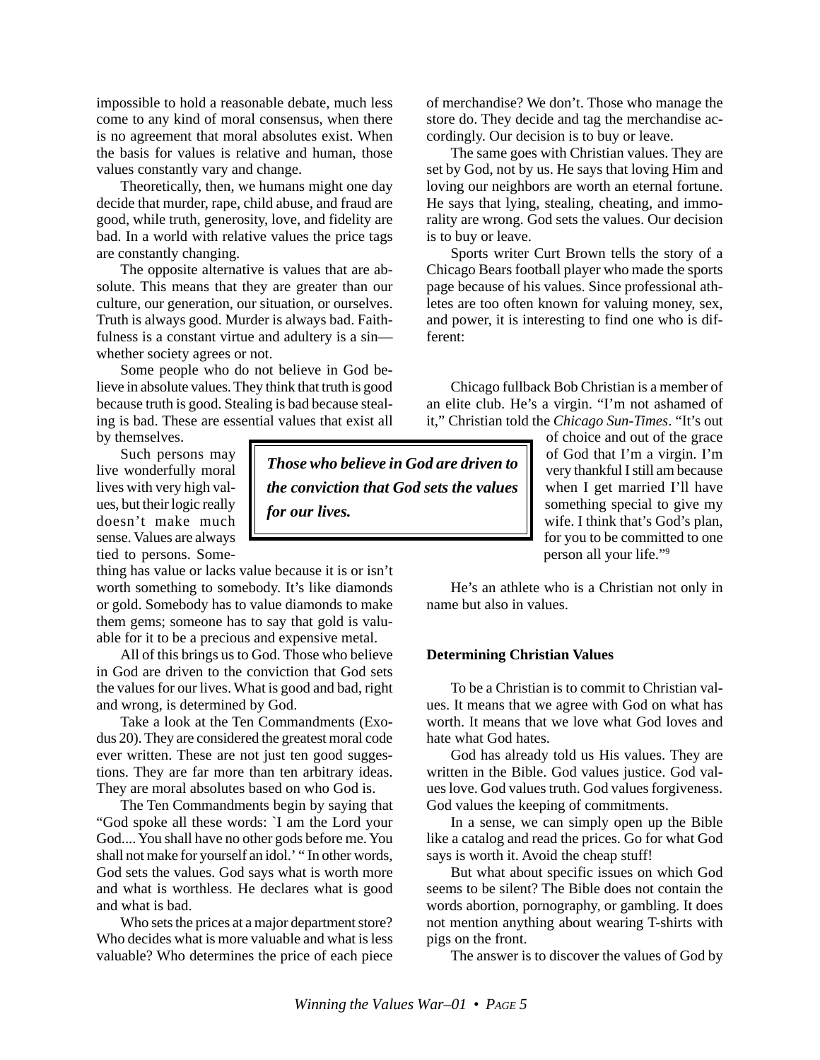impossible to hold a reasonable debate, much less come to any kind of moral consensus, when there is no agreement that moral absolutes exist. When the basis for values is relative and human, those values constantly vary and change.

Theoretically, then, we humans might one day decide that murder, rape, child abuse, and fraud are good, while truth, generosity, love, and fidelity are bad. In a world with relative values the price tags are constantly changing.

The opposite alternative is values that are absolute. This means that they are greater than our culture, our generation, our situation, or ourselves. Truth is always good. Murder is always bad. Faithfulness is a constant virtue and adultery is a sin—whether society agrees or not.

Some people who do not believe in God believe in absolute values. They think that truth is good because truth is good. Stealing is bad because stealing is bad. These are essential values that exist all by themselves.

Such persons may live wonderfully moral lives with very high values, but their logic really doesn't make much sense. Values are always tied to persons. Something has value or lacks value because it is or isn't worth something to somebody. It's like diamonds or gold. Somebody has to value diamonds to make them gems; someone has to say that gold is valuable for it to be a precious and expensive metal.

> ***Those who believe in God are driven to the conviction that God sets the values for our lives.***

All of this brings us to God. Those who believe in God are driven to the conviction that God sets the values for our lives. What is good and bad, right and wrong, is determined by God.

Take a look at the Ten Commandments (Exodus 20). They are considered the greatest moral code ever written. These are not just ten good suggestions. They are far more than ten arbitrary ideas. They are moral absolutes based on who God is.

The Ten Commandments begin by saying that "God spoke all these words: `I am the Lord your God.... You shall have no other gods before me. You shall not make for yourself an idol.' " In other words, God sets the values. God says what is worth more and what is worthless. He declares what is good and what is bad.

Who sets the prices at a major department store? Who decides what is more valuable and what is less valuable? Who determines the price of each piece of merchandise? We don't. Those who manage the store do. They decide and tag the merchandise accordingly. Our decision is to buy or leave.

The same goes with Christian values. They are set by God, not by us. He says that loving Him and loving our neighbors are worth an eternal fortune. He says that lying, stealing, cheating, and immorality are wrong. God sets the values. Our decision is to buy or leave.

Sports writer Curt Brown tells the story of a Chicago Bears football player who made the sports page because of his values. Since professional athletes are too often known for valuing money, sex, and power, it is interesting to find one who is different:

> Chicago fullback Bob Christian is a member of an elite club. He's a virgin. "I'm not ashamed of it," Christian told the *Chicago Sun-Times*. "It's out of choice and out of the grace of God that I'm a virgin. I'm very thankful I still am because when I get married I'll have something special to give my wife. I think that's God's plan, for you to be committed to one person all your life."[9]

He's an athlete who is a Christian not only in name but also in values.

### Determining Christian Values

To be a Christian is to commit to Christian values. It means that we agree with God on what has worth. It means that we love what God loves and hate what God hates.

God has already told us His values. They are written in the Bible. God values justice. God values love. God values truth. God values forgiveness. God values the keeping of commitments.

In a sense, we can simply open up the Bible like a catalog and read the prices. Go for what God says is worth it. Avoid the cheap stuff!

But what about specific issues on which God seems to be silent? The Bible does not contain the words abortion, pornography, or gambling. It does not mention anything about wearing T-shirts with pigs on the front.

The answer is to discover the values of God by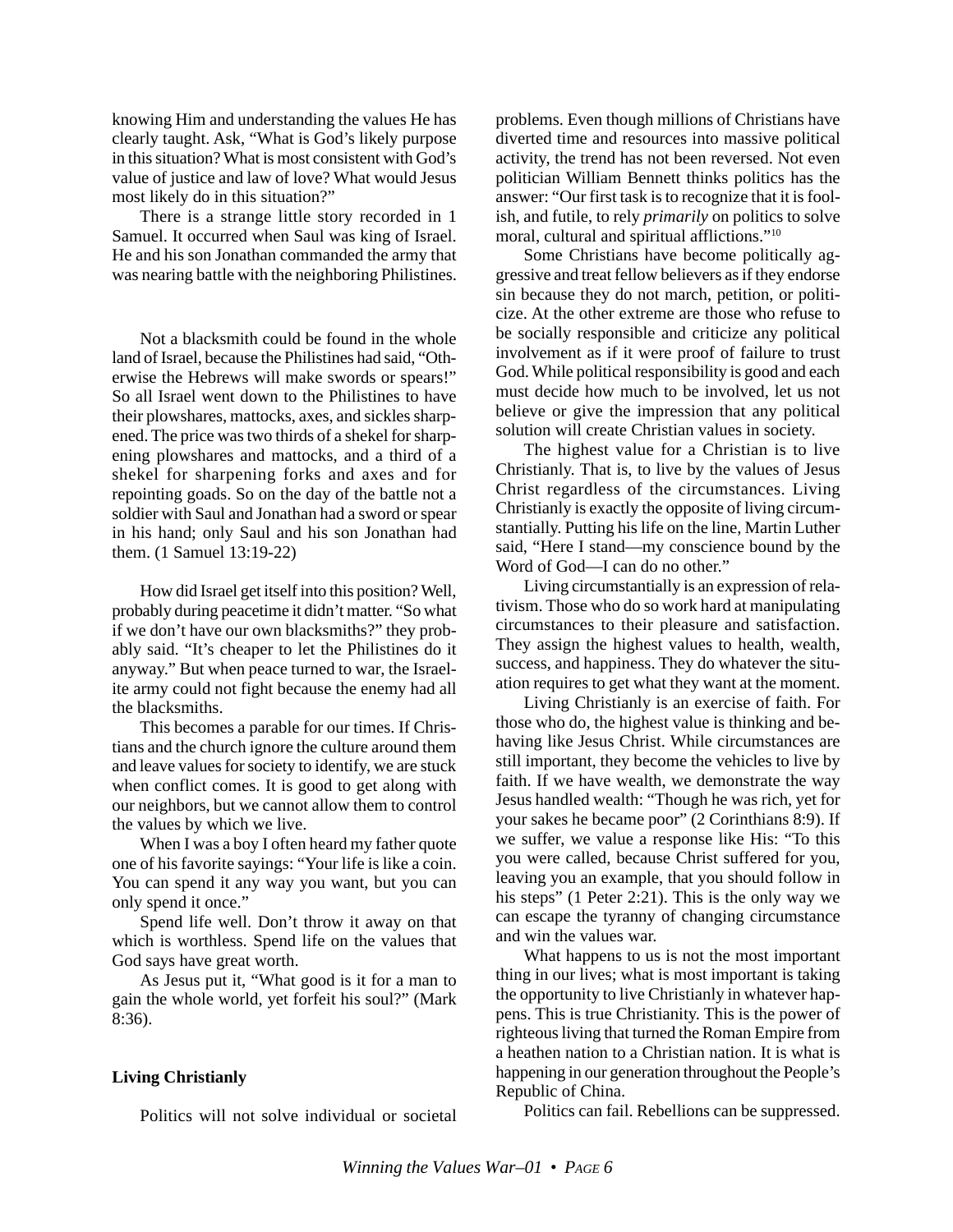knowing Him and understanding the values He has clearly taught. Ask, "What is God's likely purpose in this situation? What is most consistent with God's value of justice and law of love? What would Jesus most likely do in this situation?"

There is a strange little story recorded in 1 Samuel. It occurred when Saul was king of Israel. He and his son Jonathan commanded the army that was nearing battle with the neighboring Philistines.

> Not a blacksmith could be found in the whole land of Israel, because the Philistines had said, "Otherwise the Hebrews will make swords or spears!" So all Israel went down to the Philistines to have their plowshares, mattocks, axes, and sickles sharpened. The price was two thirds of a shekel for sharpening plowshares and mattocks, and a third of a shekel for sharpening forks and axes and for repointing goads. So on the day of the battle not a soldier with Saul and Jonathan had a sword or spear in his hand; only Saul and his son Jonathan had them. (1 Samuel 13:19-22)

How did Israel get itself into this position? Well, probably during peacetime it didn't matter. "So what if we don't have our own blacksmiths?" they probably said. "It's cheaper to let the Philistines do it anyway." But when peace turned to war, the Israelite army could not fight because the enemy had all the blacksmiths.

This becomes a parable for our times. If Christians and the church ignore the culture around them and leave values for society to identify, we are stuck when conflict comes. It is good to get along with our neighbors, but we cannot allow them to control the values by which we live.

When I was a boy I often heard my father quote one of his favorite sayings: "Your life is like a coin. You can spend it any way you want, but you can only spend it once."

Spend life well. Don't throw it away on that which is worthless. Spend life on the values that God says have great worth.

As Jesus put it, "What good is it for a man to gain the whole world, yet forfeit his soul?" (Mark 8:36).

### Living Christianly

Politics will not solve individual or societal problems. Even though millions of Christians have diverted time and resources into massive political activity, the trend has not been reversed. Not even politician William Bennett thinks politics has the answer: "Our first task is to recognize that it is foolish, and futile, to rely *primarily* on politics to solve moral, cultural and spiritual afflictions."[10]

Some Christians have become politically aggressive and treat fellow believers as if they endorse sin because they do not march, petition, or politicize. At the other extreme are those who refuse to be socially responsible and criticize any political involvement as if it were proof of failure to trust God. While political responsibility is good and each must decide how much to be involved, let us not believe or give the impression that any political solution will create Christian values in society.

The highest value for a Christian is to live Christianly. That is, to live by the values of Jesus Christ regardless of the circumstances. Living Christianly is exactly the opposite of living circumstantially. Putting his life on the line, Martin Luther said, "Here I stand—my conscience bound by the Word of God—I can do no other."

Living circumstantially is an expression of relativism. Those who do so work hard at manipulating circumstances to their pleasure and satisfaction. They assign the highest values to health, wealth, success, and happiness. They do whatever the situation requires to get what they want at the moment.

Living Christianly is an exercise of faith. For those who do, the highest value is thinking and behaving like Jesus Christ. While circumstances are still important, they become the vehicles to live by faith. If we have wealth, we demonstrate the way Jesus handled wealth: "Though he was rich, yet for your sakes he became poor" (2 Corinthians 8:9). If we suffer, we value a response like His: "To this you were called, because Christ suffered for you, leaving you an example, that you should follow in his steps" (1 Peter 2:21). This is the only way we can escape the tyranny of changing circumstance and win the values war.

What happens to us is not the most important thing in our lives; what is most important is taking the opportunity to live Christianly in whatever happens. This is true Christianity. This is the power of righteous living that turned the Roman Empire from a heathen nation to a Christian nation. It is what is happening in our generation throughout the People's Republic of China.

Politics can fail. Rebellions can be suppressed.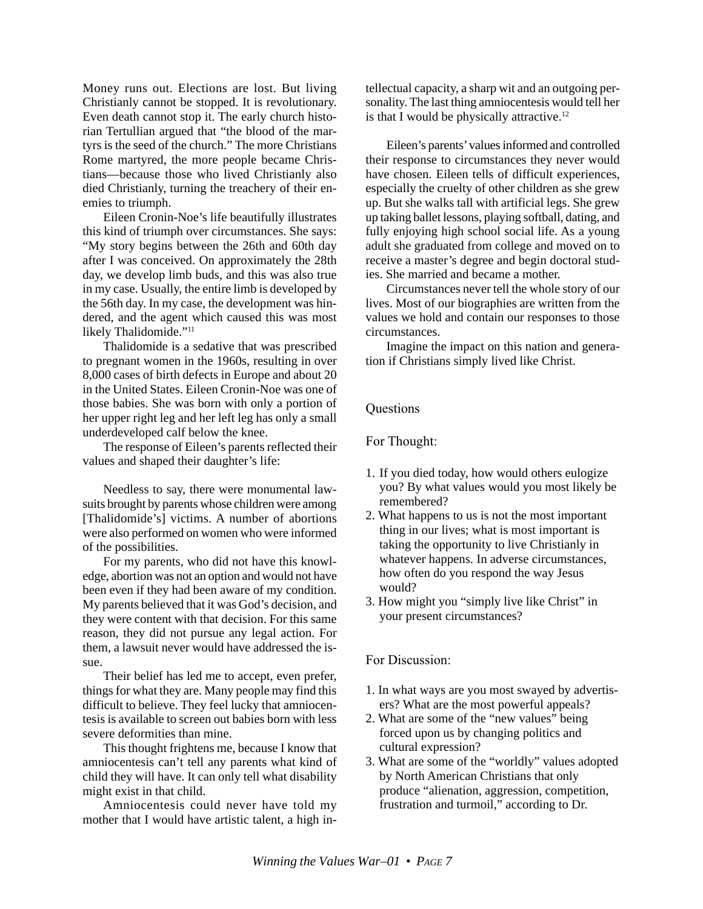Money runs out. Elections are lost. But living Christianly cannot be stopped. It is revolutionary. Even death cannot stop it. The early church historian Tertullian argued that "the blood of the martyrs is the seed of the church." The more Christians Rome martyred, the more people became Christians—because those who lived Christianly also died Christianly, turning the treachery of their enemies to triumph.

Eileen Cronin-Noe's life beautifully illustrates this kind of triumph over circumstances. She says: "My story begins between the 26th and 60th day after I was conceived. On approximately the 28th day, we develop limb buds, and this was also true in my case. Usually, the entire limb is developed by the 56th day. In my case, the development was hindered, and the agent which caused this was most likely Thalidomide."[11]

Thalidomide is a sedative that was prescribed to pregnant women in the 1960s, resulting in over 8,000 cases of birth defects in Europe and about 20 in the United States. Eileen Cronin-Noe was one of those babies. She was born with only a portion of her upper right leg and her left leg has only a small underdeveloped calf below the knee.

The response of Eileen's parents reflected their values and shaped their daughter's life:

> Needless to say, there were monumental lawsuits brought by parents whose children were among [Thalidomide's] victims. A number of abortions were also performed on women who were informed of the possibilities.
>
> For my parents, who did not have this knowledge, abortion was not an option and would not have been even if they had been aware of my condition. My parents believed that it was God's decision, and they were content with that decision. For this same reason, they did not pursue any legal action. For them, a lawsuit never would have addressed the issue.
>
> Their belief has led me to accept, even prefer, things for what they are. Many people may find this difficult to believe. They feel lucky that amniocentesis is available to screen out babies born with less severe deformities than mine.
>
> This thought frightens me, because I know that amniocentesis can't tell any parents what kind of child they will have. It can only tell what disability might exist in that child.
>
> Amniocentesis could never have told my mother that I would have artistic talent, a high intellectual capacity, a sharp wit and an outgoing personality. The last thing amniocentesis would tell her is that I would be physically attractive.[12]

Eileen's parents' values informed and controlled their response to circumstances they never would have chosen. Eileen tells of difficult experiences, especially the cruelty of other children as she grew up. But she walks tall with artificial legs. She grew up taking ballet lessons, playing softball, dating, and fully enjoying high school social life. As a young adult she graduated from college and moved on to receive a master's degree and begin doctoral studies. She married and became a mother.

Circumstances never tell the whole story of our lives. Most of our biographies are written from the values we hold and contain our responses to those circumstances.

Imagine the impact on this nation and generation if Christians simply lived like Christ.

## Questions

### For Thought:

1. If you died today, how would others eulogize you? By what values would you most likely be remembered?
2. What happens to us is not the most important thing in our lives; what is most important is taking the opportunity to live Christianly in whatever happens. In adverse circumstances, how often do you respond the way Jesus would?
3. How might you "simply live like Christ" in your present circumstances?

### For Discussion:

1. In what ways are you most swayed by advertisers? What are the most powerful appeals?
2. What are some of the "new values" being forced upon us by changing politics and cultural expression?
3. What are some of the "worldly" values adopted by North American Christians that only produce "alienation, aggression, competition, frustration and turmoil," according to Dr.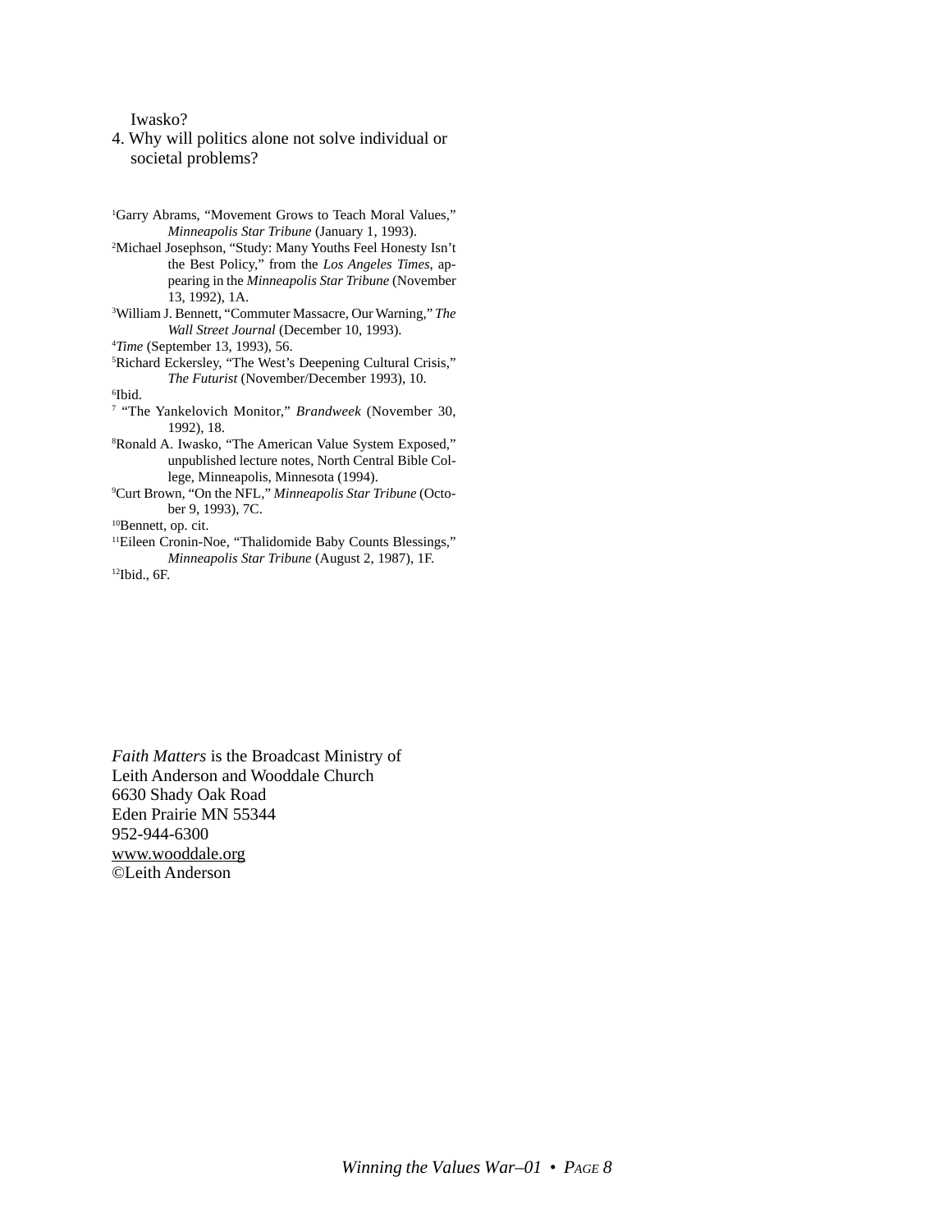Iwasko?

4. Why will politics alone not solve individual or societal problems?

[1]Garry Abrams, "Movement Grows to Teach Moral Values," *Minneapolis Star Tribune* (January 1, 1993).

[2]Michael Josephson, "Study: Many Youths Feel Honesty Isn't the Best Policy," from the *Los Angeles Times*, appearing in the *Minneapolis Star Tribune* (November 13, 1992), 1A.

[3]William J. Bennett, "Commuter Massacre, Our Warning," *The Wall Street Journal* (December 10, 1993).

[4]*Time* (September 13, 1993), 56.

[5]Richard Eckersley, "The West's Deepening Cultural Crisis," *The Futurist* (November/December 1993), 10.

[6]Ibid.

[7] "The Yankelovich Monitor," *Brandweek* (November 30, 1992), 18.

[8]Ronald A. Iwasko, "The American Value System Exposed," unpublished lecture notes, North Central Bible College, Minneapolis, Minnesota (1994).

[9]Curt Brown, "On the NFL," *Minneapolis Star Tribune* (October 9, 1993), 7C.

[10]Bennett, op. cit.

[11]Eileen Cronin-Noe, "Thalidomide Baby Counts Blessings," *Minneapolis Star Tribune* (August 2, 1987), 1F.

[12]Ibid., 6F.

*Faith Matters* is the Broadcast Ministry of
Leith Anderson and Wooddale Church
6630 Shady Oak Road
Eden Prairie MN 55344
952-944-6300
www.wooddale.org
©Leith Anderson